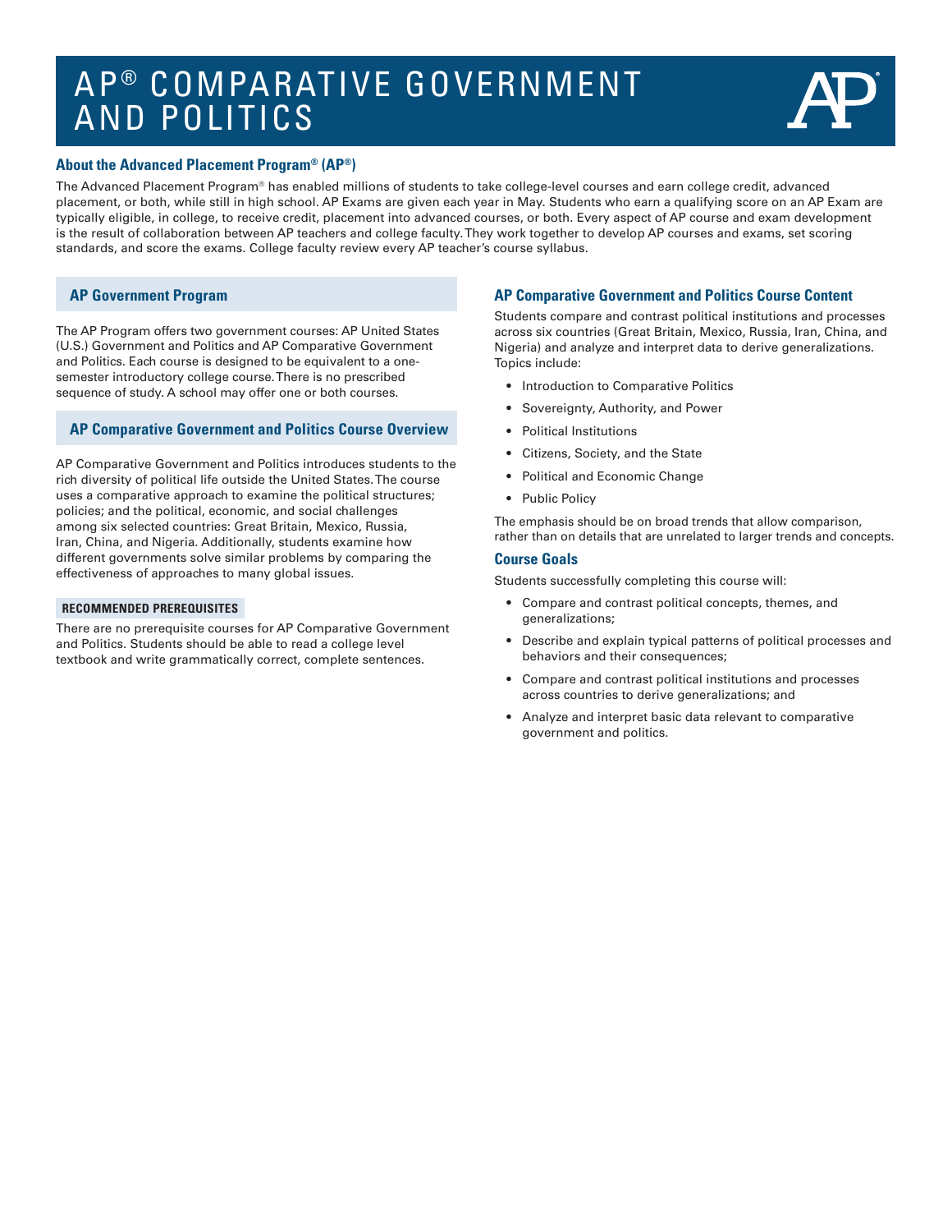# AP® COMPARATIVE GOVERNMENT AND POLITICS

## About the Advanced Placement Program® (AP®)

The Advanced Placement Program® has enabled millions of students to take college-level courses and earn college credit, advanced placement, or both, while still in high school. AP Exams are given each year in May. Students who earn a qualifying score on an AP Exam are typically eligible, in college, to receive credit, placement into advanced courses, or both. Every aspect of AP course and exam development is the result of collaboration between AP teachers and college faculty. They work together to develop AP courses and exams, set scoring standards, and score the exams. College faculty review every AP teacher's course syllabus.

## AP Government Program

The AP Program offers two government courses: AP United States (U.S.) Government and Politics and AP Comparative Government and Politics. Each course is designed to be equivalent to a one-semester introductory college course. There is no prescribed sequence of study. A school may offer one or both courses.

## AP Comparative Government and Politics Course Overview

AP Comparative Government and Politics introduces students to the rich diversity of political life outside the United States. The course uses a comparative approach to examine the political structures; policies; and the political, economic, and social challenges among six selected countries: Great Britain, Mexico, Russia, Iran, China, and Nigeria. Additionally, students examine how different governments solve similar problems by comparing the effectiveness of approaches to many global issues.

### RECOMMENDED PREREQUISITES

There are no prerequisite courses for AP Comparative Government and Politics. Students should be able to read a college level textbook and write grammatically correct, complete sentences.

## AP Comparative Government and Politics Course Content

Students compare and contrast political institutions and processes across six countries (Great Britain, Mexico, Russia, Iran, China, and Nigeria) and analyze and interpret data to derive generalizations. Topics include:

- Introduction to Comparative Politics
- Sovereignty, Authority, and Power
- Political Institutions
- Citizens, Society, and the State
- Political and Economic Change
- Public Policy

The emphasis should be on broad trends that allow comparison, rather than on details that are unrelated to larger trends and concepts.

## Course Goals

Students successfully completing this course will:

- Compare and contrast political concepts, themes, and generalizations;
- Describe and explain typical patterns of political processes and behaviors and their consequences;
- Compare and contrast political institutions and processes across countries to derive generalizations; and
- Analyze and interpret basic data relevant to comparative government and politics.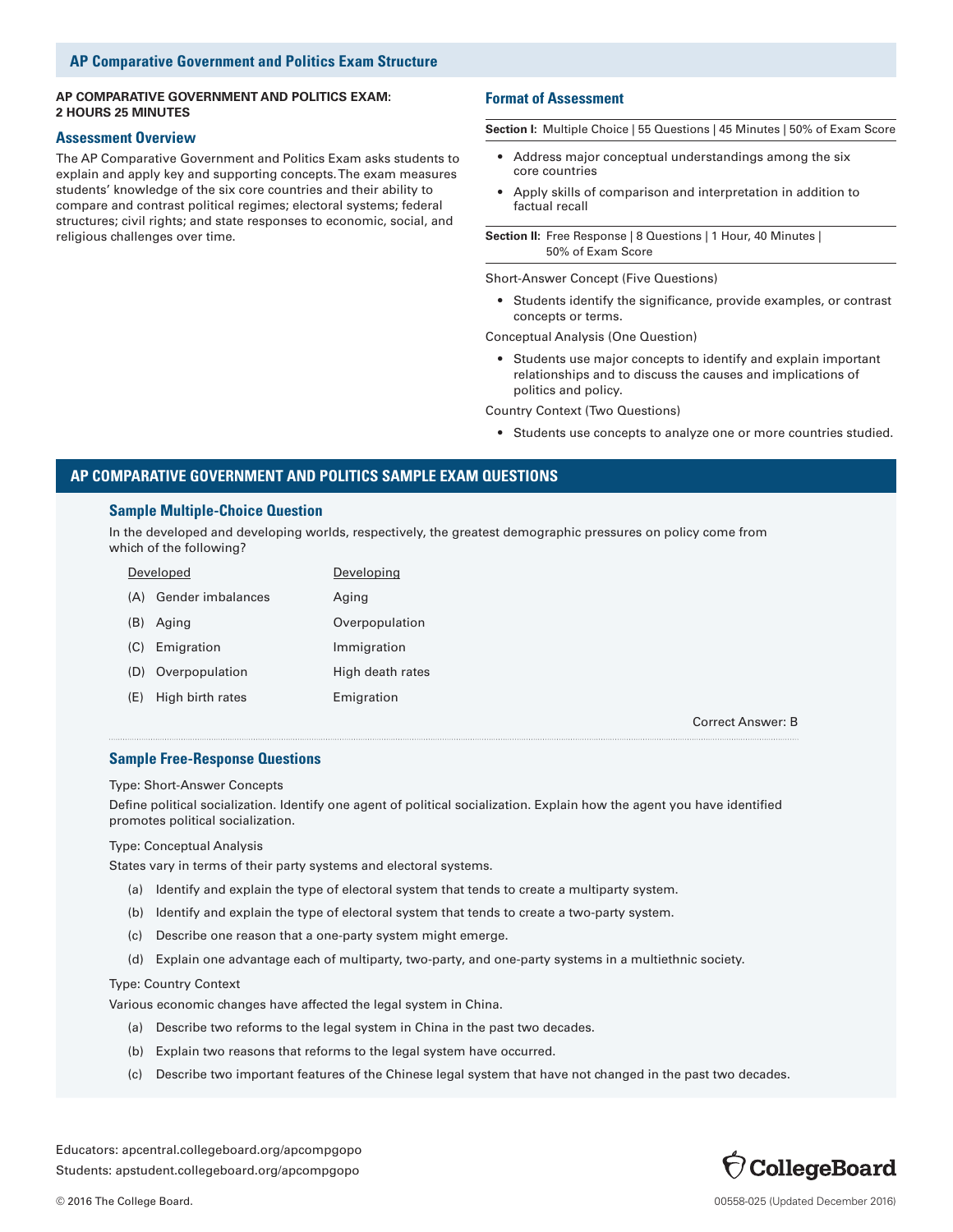## AP Comparative Government and Politics Exam Structure

**AP COMPARATIVE GOVERNMENT AND POLITICS EXAM: 2 HOURS 25 MINUTES**

### Assessment Overview

The AP Comparative Government and Politics Exam asks students to explain and apply key and supporting concepts. The exam measures students' knowledge of the six core countries and their ability to compare and contrast political regimes; electoral systems; federal structures; civil rights; and state responses to economic, social, and religious challenges over time.

### Format of Assessment

**Section I:** Multiple Choice | 55 Questions | 45 Minutes | 50% of Exam Score

- Address major conceptual understandings among the six core countries
- Apply skills of comparison and interpretation in addition to factual recall

**Section II:** Free Response | 8 Questions | 1 Hour, 40 Minutes | 50% of Exam Score

Short-Answer Concept (Five Questions)

- Students identify the significance, provide examples, or contrast concepts or terms.

Conceptual Analysis (One Question)

- Students use major concepts to identify and explain important relationships and to discuss the causes and implications of politics and policy.

Country Context (Two Questions)

- Students use concepts to analyze one or more countries studied.

## AP COMPARATIVE GOVERNMENT AND POLITICS SAMPLE EXAM QUESTIONS

### Sample Multiple-Choice Question

In the developed and developing worlds, respectively, the greatest demographic pressures on policy come from which of the following?

| | Developed | Developing |
|---|---|---|
| (A) | Gender imbalances | Aging |
| (B) | Aging | Overpopulation |
| (C) | Emigration | Immigration |
| (D) | Overpopulation | High death rates |
| (E) | High birth rates | Emigration |

Correct Answer: B

### Sample Free-Response Questions

Type: Short-Answer Concepts

Define political socialization. Identify one agent of political socialization. Explain how the agent you have identified promotes political socialization.

Type: Conceptual Analysis

States vary in terms of their party systems and electoral systems.

(a) Identify and explain the type of electoral system that tends to create a multiparty system.

(b) Identify and explain the type of electoral system that tends to create a two-party system.

(c) Describe one reason that a one-party system might emerge.

(d) Explain one advantage each of multiparty, two-party, and one-party systems in a multiethnic society.

Type: Country Context

Various economic changes have affected the legal system in China.

(a) Describe two reforms to the legal system in China in the past two decades.

(b) Explain two reasons that reforms to the legal system have occurred.

(c) Describe two important features of the Chinese legal system that have not changed in the past two decades.

Educators: apcentral.collegeboard.org/apcompgopo

Students: apstudent.collegeboard.org/apcompgopo

CollegeBoard

© 2016 The College Board.

00558-025 (Updated December 2016)